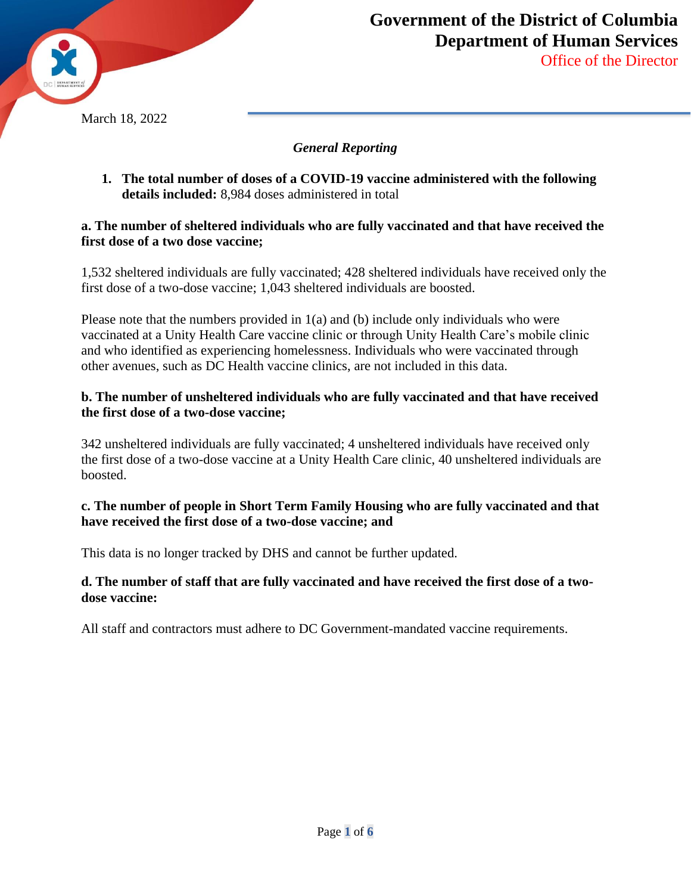# Government of the District of Columbia
## Department of Human Services
Office of the Director

March 18, 2022

***General Reporting***

1. **The total number of doses of a COVID-19 vaccine administered with the following details included:** 8,984 doses administered in total

**a. The number of sheltered individuals who are fully vaccinated and that have received the first dose of a two dose vaccine;**

1,532 sheltered individuals are fully vaccinated; 428 sheltered individuals have received only the first dose of a two-dose vaccine; 1,043 sheltered individuals are boosted.

Please note that the numbers provided in 1(a) and (b) include only individuals who were vaccinated at a Unity Health Care vaccine clinic or through Unity Health Care's mobile clinic and who identified as experiencing homelessness. Individuals who were vaccinated through other avenues, such as DC Health vaccine clinics, are not included in this data.

**b. The number of unsheltered individuals who are fully vaccinated and that have received the first dose of a two-dose vaccine;**

342 unsheltered individuals are fully vaccinated; 4 unsheltered individuals have received only the first dose of a two-dose vaccine at a Unity Health Care clinic, 40 unsheltered individuals are boosted.

**c. The number of people in Short Term Family Housing who are fully vaccinated and that have received the first dose of a two-dose vaccine; and**

This data is no longer tracked by DHS and cannot be further updated.

**d. The number of staff that are fully vaccinated and have received the first dose of a two-dose vaccine:**

All staff and contractors must adhere to DC Government-mandated vaccine requirements.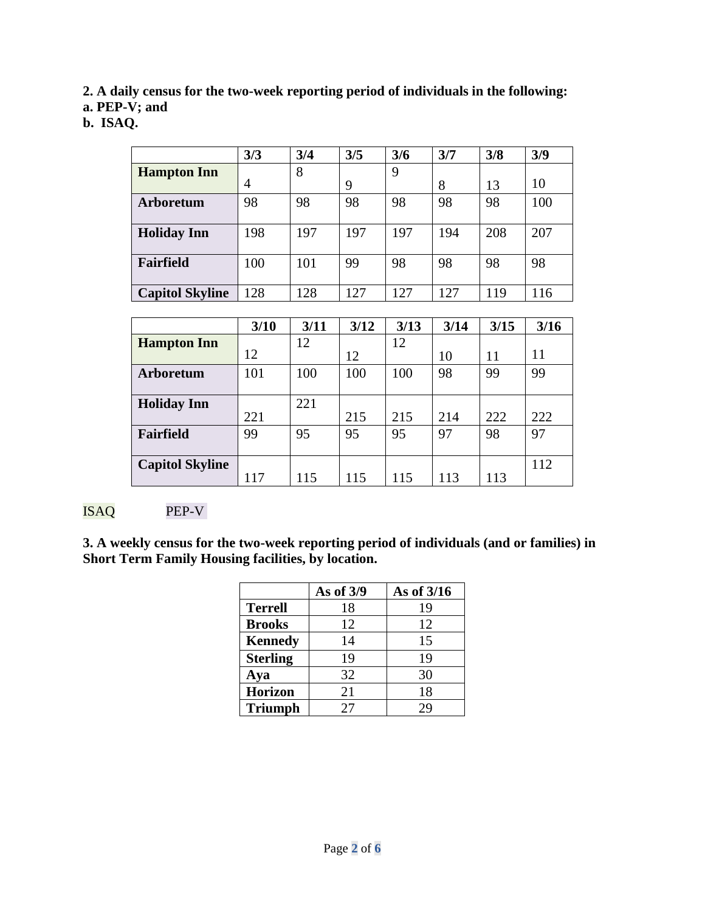**2. A daily census for the two-week reporting period of individuals in the following:**
**a. PEP-V; and**
**b. ISAQ.**

| | 3/3 | 3/4 | 3/5 | 3/6 | 3/7 | 3/8 | 3/9 |
|---|---|---|---|---|---|---|---|
| **Hampton Inn** | 4 | 8 | 9 | 9 | 8 | 13 | 10 |
| **Arboretum** | 98 | 98 | 98 | 98 | 98 | 98 | 100 |
| **Holiday Inn** | 198 | 197 | 197 | 197 | 194 | 208 | 207 |
| **Fairfield** | 100 | 101 | 99 | 98 | 98 | 98 | 98 |
| **Capitol Skyline** | 128 | 128 | 127 | 127 | 127 | 119 | 116 |

| | 3/10 | 3/11 | 3/12 | 3/13 | 3/14 | 3/15 | 3/16 |
|---|---|---|---|---|---|---|---|
| **Hampton Inn** | 12 | 12 | 12 | 12 | 10 | 11 | 11 |
| **Arboretum** | 101 | 100 | 100 | 100 | 98 | 99 | 99 |
| **Holiday Inn** | 221 | 221 | 215 | 215 | 214 | 222 | 222 |
| **Fairfield** | 99 | 95 | 95 | 95 | 97 | 98 | 97 |
| **Capitol Skyline** | 117 | 115 | 115 | 115 | 113 | 113 | 112 |

ISAQ PEP-V

**3. A weekly census for the two-week reporting period of individuals (and or families) in Short Term Family Housing facilities, by location.**

| | As of 3/9 | As of 3/16 |
|---|---|---|
| **Terrell** | 18 | 19 |
| **Brooks** | 12 | 12 |
| **Kennedy** | 14 | 15 |
| **Sterling** | 19 | 19 |
| **Aya** | 32 | 30 |
| **Horizon** | 21 | 18 |
| **Triumph** | 27 | 29 |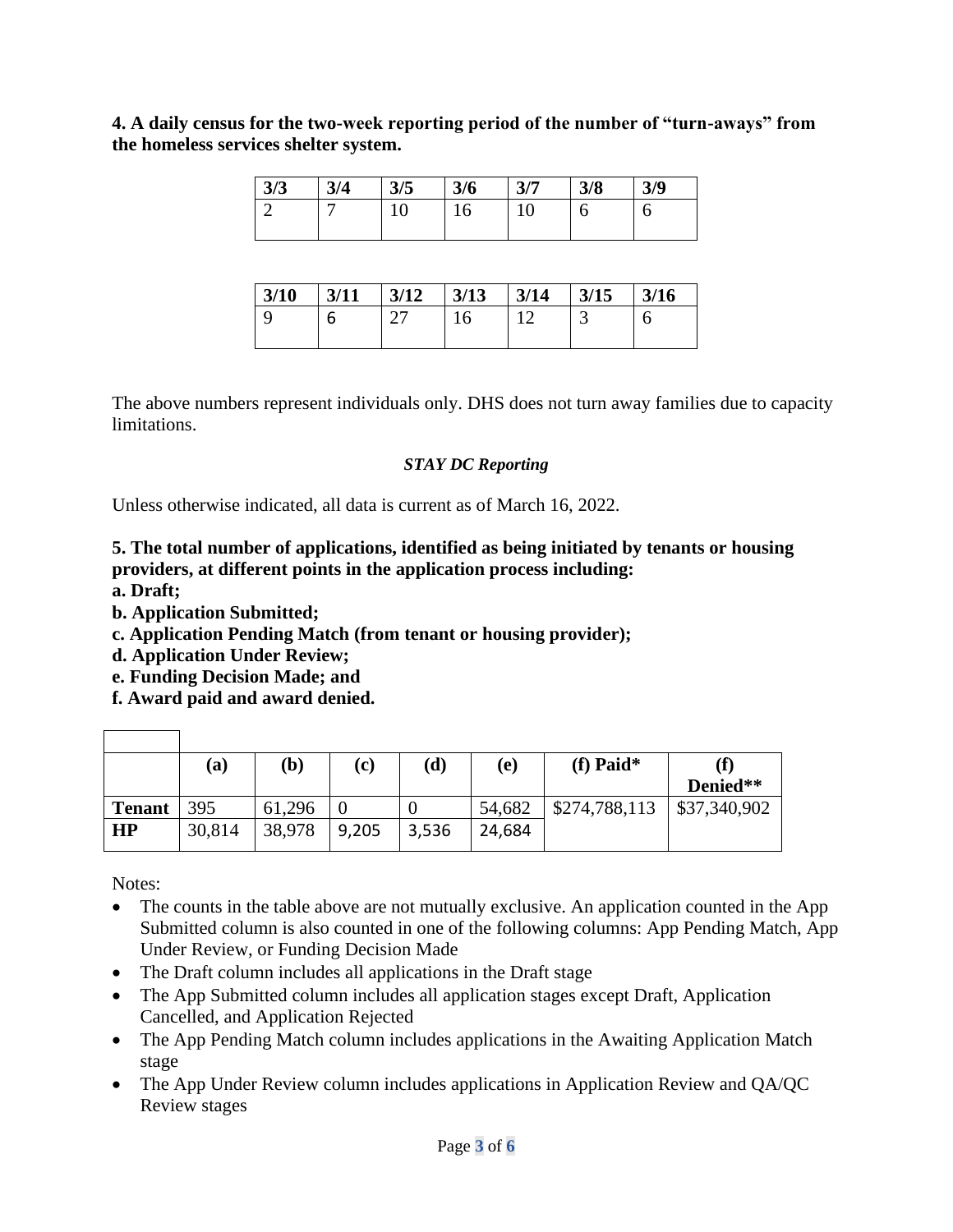**4. A daily census for the two-week reporting period of the number of "turn-aways" from the homeless services shelter system.**

| 3/3 | 3/4 | 3/5 | 3/6 | 3/7 | 3/8 | 3/9 |
|---|---|---|---|---|---|---|
| 2 | 7 | 10 | 16 | 10 | 6 | 6 |

| 3/10 | 3/11 | 3/12 | 3/13 | 3/14 | 3/15 | 3/16 |
|---|---|---|---|---|---|---|
| 9 | 6 | 27 | 16 | 12 | 3 | 6 |

The above numbers represent individuals only. DHS does not turn away families due to capacity limitations.

*STAY DC Reporting*

Unless otherwise indicated, all data is current as of March 16, 2022.

**5. The total number of applications, identified as being initiated by tenants or housing providers, at different points in the application process including:**
**a. Draft;**
**b. Application Submitted;**
**c. Application Pending Match (from tenant or housing provider);**
**d. Application Under Review;**
**e. Funding Decision Made; and**
**f. Award paid and award denied.**

| | (a) | (b) | (c) | (d) | (e) | (f) Paid* | (f) Denied** |
|---|---|---|---|---|---|---|---|
| **Tenant** | 395 | 61,296 | 0 | 0 | 54,682 | $274,788,113 | $37,340,902 |
| **HP** | 30,814 | 38,978 | 9,205 | 3,536 | 24,684 | | |

Notes:

- The counts in the table above are not mutually exclusive. An application counted in the App Submitted column is also counted in one of the following columns: App Pending Match, App Under Review, or Funding Decision Made
- The Draft column includes all applications in the Draft stage
- The App Submitted column includes all application stages except Draft, Application Cancelled, and Application Rejected
- The App Pending Match column includes applications in the Awaiting Application Match stage
- The App Under Review column includes applications in Application Review and QA/QC Review stages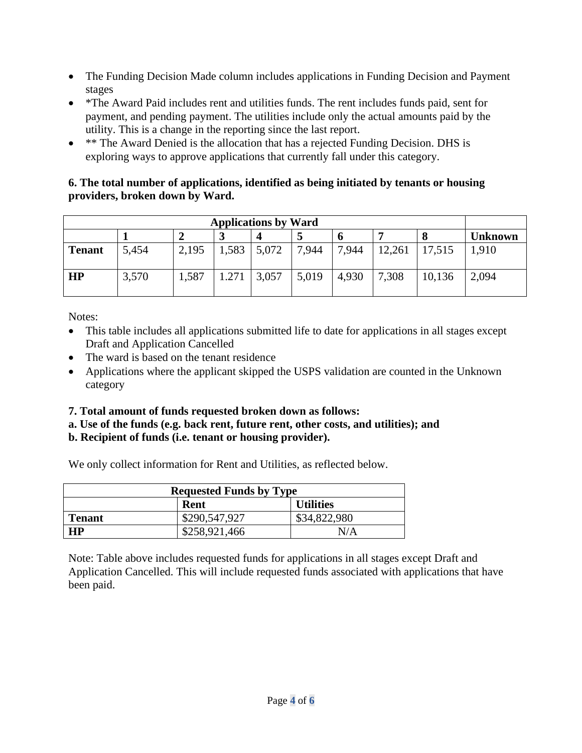- The Funding Decision Made column includes applications in Funding Decision and Payment stages
- *The Award Paid includes rent and utilities funds. The rent includes funds paid, sent for payment, and pending payment. The utilities include only the actual amounts paid by the utility. This is a change in the reporting since the last report.
- ** The Award Denied is the allocation that has a rejected Funding Decision. DHS is exploring ways to approve applications that currently fall under this category.

**6. The total number of applications, identified as being initiated by tenants or housing providers, broken down by Ward.**

| Applications by Ward | | | | | | | | | |
|---|---|---|---|---|---|---|---|---|---|
| | **1** | **2** | **3** | **4** | **5** | **6** | **7** | **8** | **Unknown** |
| **Tenant** | 5,454 | 2,195 | 1,583 | 5,072 | 7,944 | 7,944 | 12,261 | 17,515 | 1,910 |
| **HP** | 3,570 | 1,587 | 1.271 | 3,057 | 5,019 | 4,930 | 7,308 | 10,136 | 2,094 |

Notes:

- This table includes all applications submitted life to date for applications in all stages except Draft and Application Cancelled
- The ward is based on the tenant residence
- Applications where the applicant skipped the USPS validation are counted in the Unknown category

**7. Total amount of funds requested broken down as follows:**
**a. Use of the funds (e.g. back rent, future rent, other costs, and utilities); and**
**b. Recipient of funds (i.e. tenant or housing provider).**

We only collect information for Rent and Utilities, as reflected below.

| Requested Funds by Type | | |
|---|---|---|
| | **Rent** | **Utilities** |
| **Tenant** | $290,547,927 | $34,822,980 |
| **HP** | $258,921,466 | N/A |

Note: Table above includes requested funds for applications in all stages except Draft and Application Cancelled. This will include requested funds associated with applications that have been paid.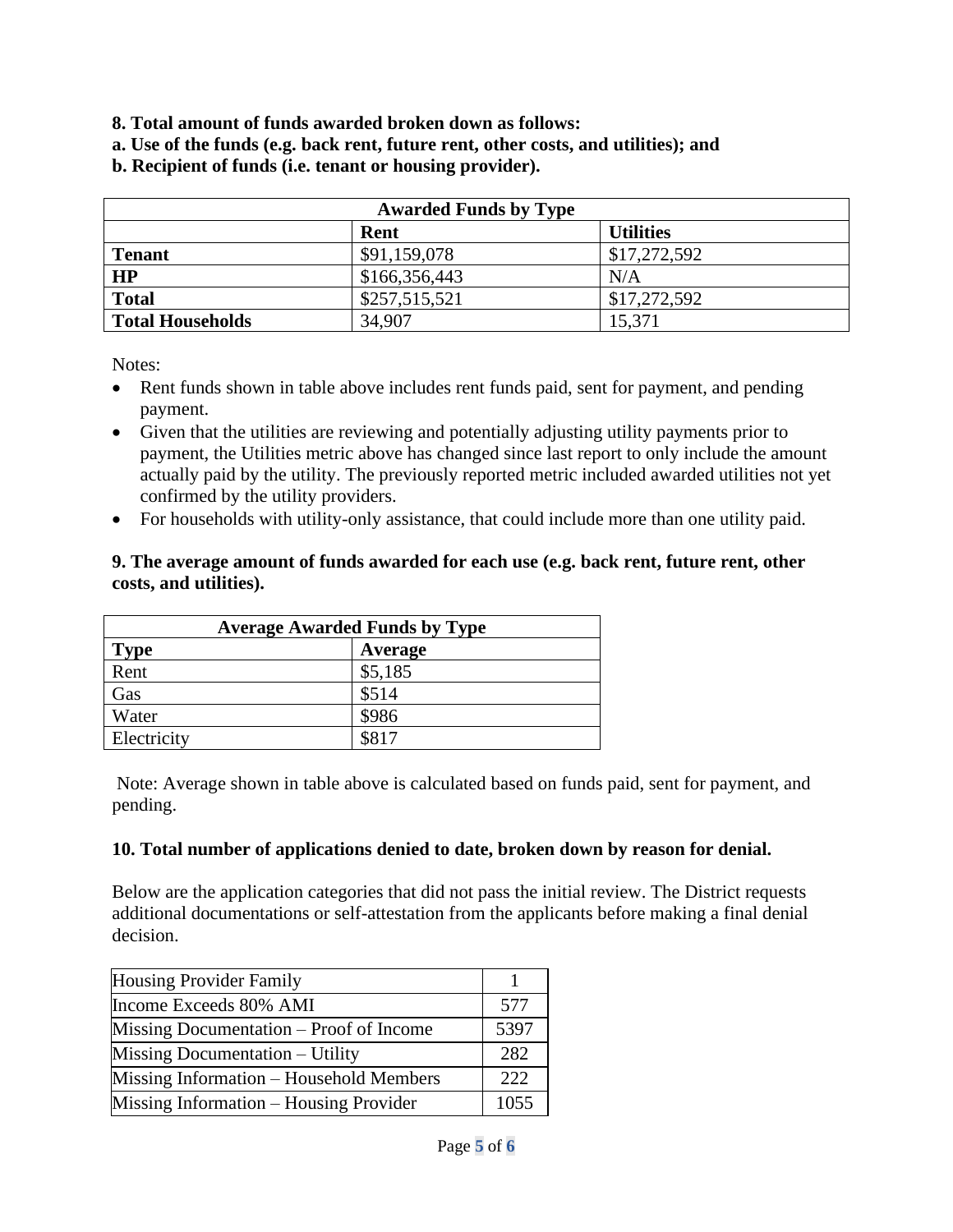**8. Total amount of funds awarded broken down as follows:**
**a. Use of the funds (e.g. back rent, future rent, other costs, and utilities); and**
**b. Recipient of funds (i.e. tenant or housing provider).**

| Awarded Funds by Type | | |
|---|---|---|
| | **Rent** | **Utilities** |
| **Tenant** | $91,159,078 | $17,272,592 |
| **HP** | $166,356,443 | N/A |
| **Total** | $257,515,521 | $17,272,592 |
| **Total Households** | 34,907 | 15,371 |

Notes:

- Rent funds shown in table above includes rent funds paid, sent for payment, and pending payment.
- Given that the utilities are reviewing and potentially adjusting utility payments prior to payment, the Utilities metric above has changed since last report to only include the amount actually paid by the utility. The previously reported metric included awarded utilities not yet confirmed by the utility providers.
- For households with utility-only assistance, that could include more than one utility paid.

**9. The average amount of funds awarded for each use (e.g. back rent, future rent, other costs, and utilities).**

| Average Awarded Funds by Type | |
|---|---|
| **Type** | **Average** |
| Rent | $5,185 |
| Gas | $514 |
| Water | $986 |
| Electricity | $817 |

Note: Average shown in table above is calculated based on funds paid, sent for payment, and pending.

**10. Total number of applications denied to date, broken down by reason for denial.**

Below are the application categories that did not pass the initial review. The District requests additional documentations or self-attestation from the applicants before making a final denial decision.

| | |
|---|---|
| Housing Provider Family | 1 |
| Income Exceeds 80% AMI | 577 |
| Missing Documentation – Proof of Income | 5397 |
| Missing Documentation – Utility | 282 |
| Missing Information – Household Members | 222 |
| Missing Information – Housing Provider | 1055 |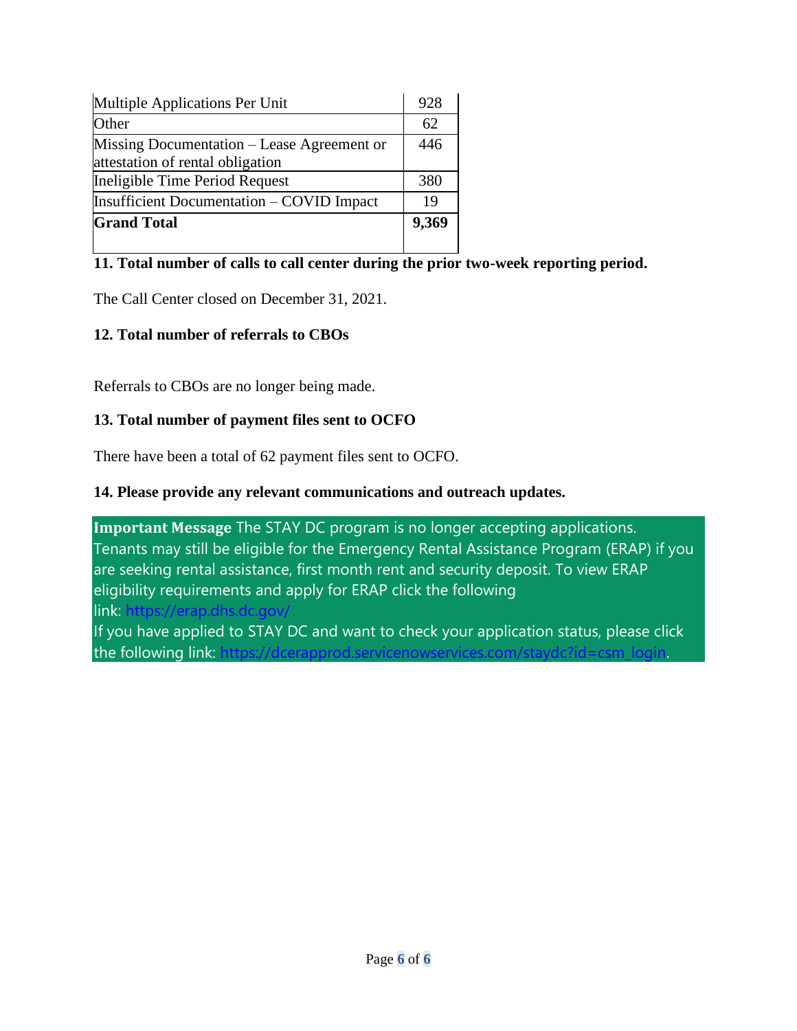| | |
|---|---|
| Multiple Applications Per Unit | 928 |
| Other | 62 |
| Missing Documentation – Lease Agreement or attestation of rental obligation | 446 |
| Ineligible Time Period Request | 380 |
| Insufficient Documentation – COVID Impact | 19 |
| **Grand Total** | **9,369** |

**11. Total number of calls to call center during the prior two-week reporting period.**

The Call Center closed on December 31, 2021.

**12. Total number of referrals to CBOs**

Referrals to CBOs are no longer being made.

**13. Total number of payment files sent to OCFO**

There have been a total of 62 payment files sent to OCFO.

**14. Please provide any relevant communications and outreach updates.**

**Important Message** The STAY DC program is no longer accepting applications. Tenants may still be eligible for the Emergency Rental Assistance Program (ERAP) if you are seeking rental assistance, first month rent and security deposit. To view ERAP eligibility requirements and apply for ERAP click the following link: https://erap.dhs.dc.gov/
If you have applied to STAY DC and want to check your application status, please click the following link: https://dcerapprod.servicenowservices.com/staydc?id=csm_login.